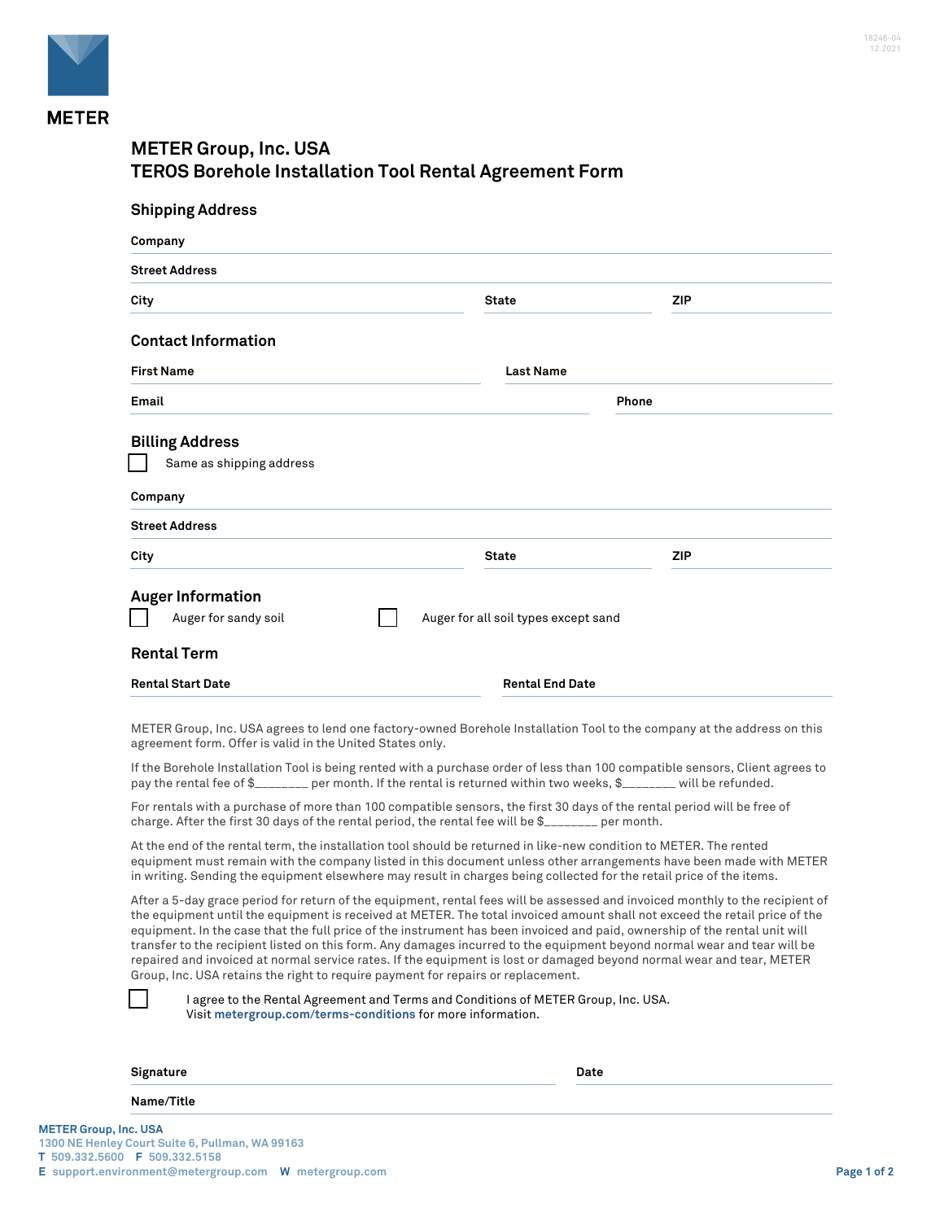# METER Group, Inc. USA
# TEROS Borehole Installation Tool Rental Agreement Form

## Shipping Address

**Company** ____________________

**Street Address** ____________________

**City** ____________________ **State** ____________________ **ZIP** ____________________

## Contact Information

**First Name** ____________________ **Last Name** ____________________

**Email** ____________________ **Phone** ____________________

## Billing Address

☐ Same as shipping address

**Company** ____________________

**Street Address** ____________________

**City** ____________________ **State** ____________________ **ZIP** ____________________

## Auger Information

☐ Auger for sandy soil ☐ Auger for all soil types except sand

## Rental Term

**Rental Start Date** ____________________ **Rental End Date** ____________________

METER Group, Inc. USA agrees to lend one factory-owned Borehole Installation Tool to the company at the address on this agreement form. Offer is valid in the United States only.

If the Borehole Installation Tool is being rented with a purchase order of less than 100 compatible sensors, Client agrees to pay the rental fee of $________ per month. If the rental is returned within two weeks, $________ will be refunded.

For rentals with a purchase of more than 100 compatible sensors, the first 30 days of the rental period will be free of charge. After the first 30 days of the rental period, the rental fee will be $________ per month.

At the end of the rental term, the installation tool should be returned in like-new condition to METER. The rented equipment must remain with the company listed in this document unless other arrangements have been made with METER in writing. Sending the equipment elsewhere may result in charges being collected for the retail price of the items.

After a 5-day grace period for return of the equipment, rental fees will be assessed and invoiced monthly to the recipient of the equipment until the equipment is received at METER. The total invoiced amount shall not exceed the retail price of the equipment. In the case that the full price of the instrument has been invoiced and paid, ownership of the rental unit will transfer to the recipient listed on this form. Any damages incurred to the equipment beyond normal wear and tear will be repaired and invoiced at normal service rates. If the equipment is lost or damaged beyond normal wear and tear, METER Group, Inc. USA retains the right to require payment for repairs or replacement.

☐ I agree to the Rental Agreement and Terms and Conditions of METER Group, Inc. USA. Visit metergroup.com/terms-conditions for more information.

**Signature** ____________________ **Date** ____________________

**Name/Title** ____________________

**METER Group, Inc. USA**
1300 NE Henley Court Suite 6, Pullman, WA 99163
**T** 509.332.5600 **F** 509.332.5158
**E** support.environment@metergroup.com **W** metergroup.com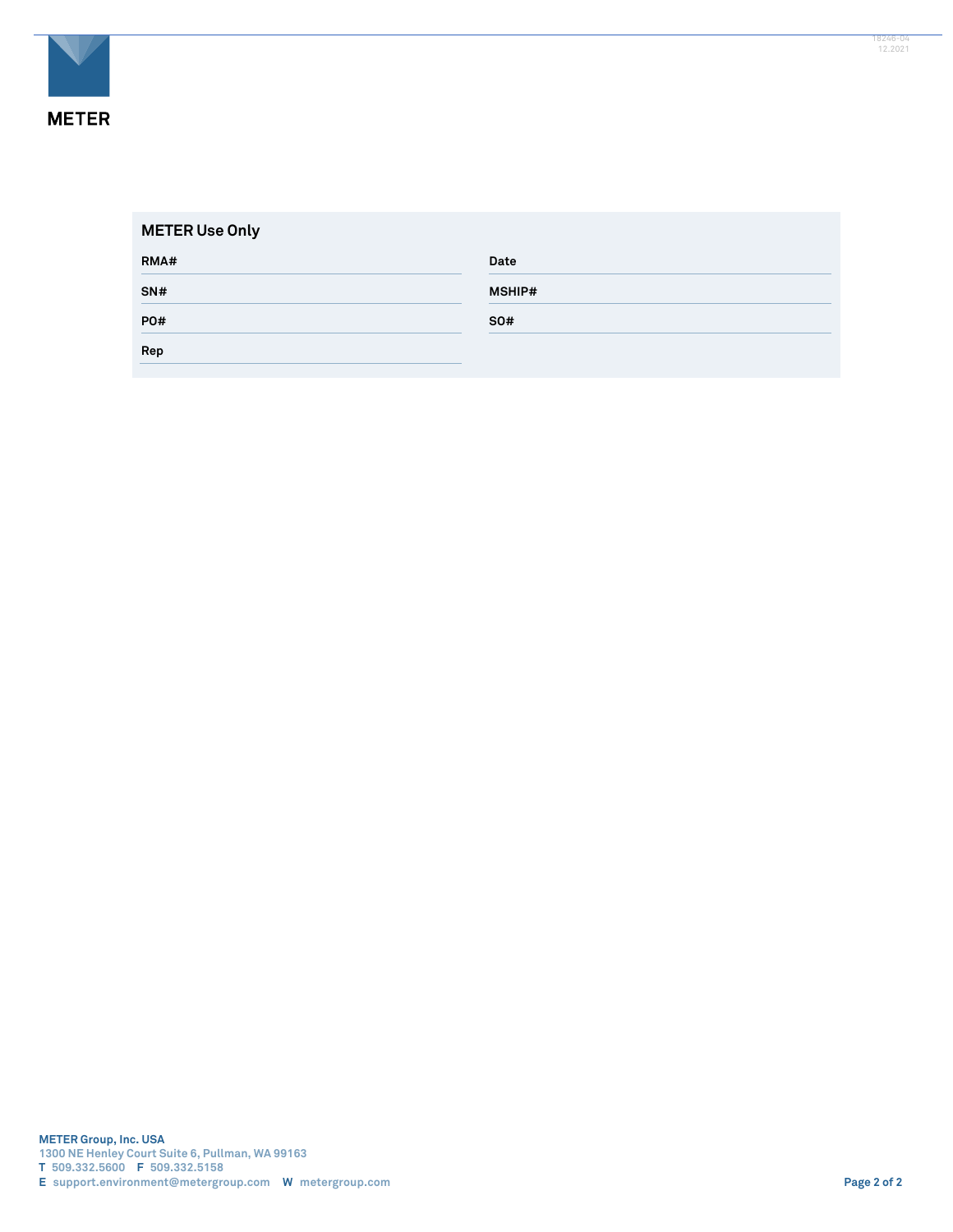## METER Use Only

| | |
|---|---|
| RMA# | Date |
| SN# | MSHIP# |
| PO# | SO# |
| Rep | |